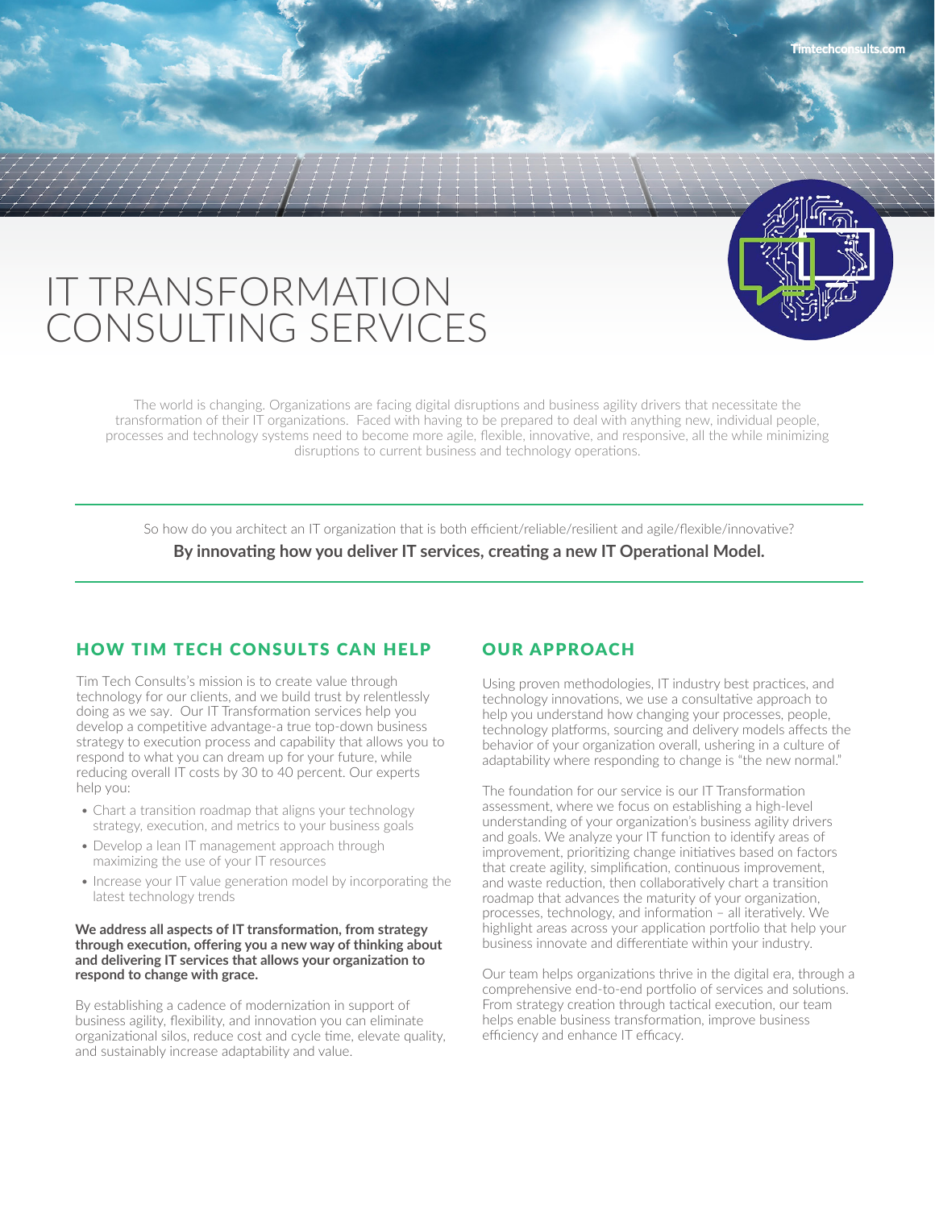Timtechconsults.com

# IT TRANSFORMATION CONSULTING SERVICES

The world is changing. Organizations are facing digital disruptions and business agility drivers that necessitate the transformation of their IT organizations. Faced with having to be prepared to deal with anything new, individual people, processes and technology systems need to become more agile, flexible, innovative, and responsive, all the while minimizing disruptions to current business and technology operations.

So how do you architect an IT organization that is both efficient/reliable/resilient and agile/flexible/innovative?

**By innovating how you deliver IT services, creating a new IT Operational Model.**

## HOW TIM TECH CONSULTS CAN HELP

Tim Tech Consults's mission is to create value through technology for our clients, and we build trust by relentlessly doing as we say. Our IT Transformation services help you develop a competitive advantage-a true top-down business strategy to execution process and capability that allows you to respond to what you can dream up for your future, while reducing overall IT costs by 30 to 40 percent. Our experts help you:

- Chart a transition roadmap that aligns your technology strategy, execution, and metrics to your business goals
- Develop a lean IT management approach through maximizing the use of your IT resources
- Increase your IT value generation model by incorporating the latest technology trends

**We address all aspects of IT transformation, from strategy through execution, offering you a new way of thinking about and delivering IT services that allows your organization to respond to change with grace.**

By establishing a cadence of modernization in support of business agility, flexibility, and innovation you can eliminate organizational silos, reduce cost and cycle time, elevate quality, and sustainably increase adaptability and value.

## OUR APPROACH

Using proven methodologies, IT industry best practices, and technology innovations, we use a consultative approach to help you understand how changing your processes, people, technology platforms, sourcing and delivery models affects the behavior of your organization overall, ushering in a culture of adaptability where responding to change is "the new normal."

The foundation for our service is our IT Transformation assessment, where we focus on establishing a high-level understanding of your organization's business agility drivers and goals. We analyze your IT function to identify areas of improvement, prioritizing change initiatives based on factors that create agility, simplification, continuous improvement, and waste reduction, then collaboratively chart a transition roadmap that advances the maturity of your organization, processes, technology, and information – all iteratively. We highlight areas across your application portfolio that help your business innovate and differentiate within your industry.

Our team helps organizations thrive in the digital era, through a comprehensive end-to-end portfolio of services and solutions. From strategy creation through tactical execution, our team helps enable business transformation, improve business efficiency and enhance IT efficacy.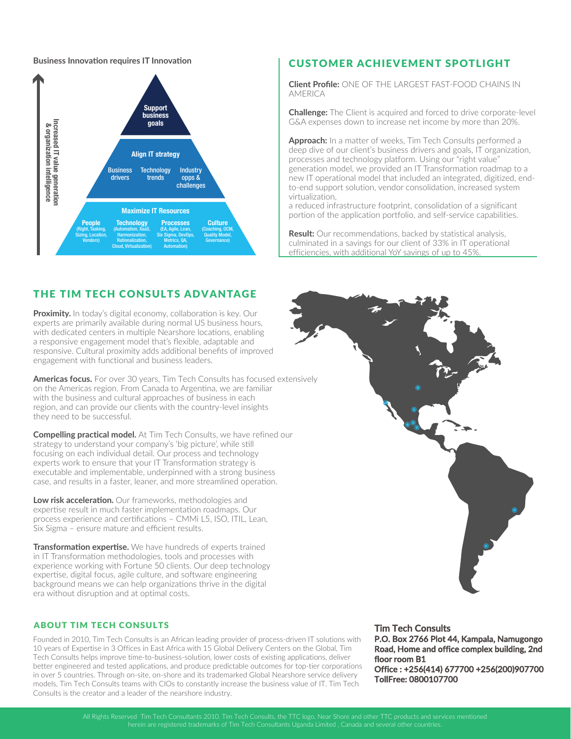**Business Innovation requires IT Innovation**

Increased IT value generation & organization intelligence

Support business goals

Align IT strategy

Business drivers

Technology trends

Industry opps & challenges

Maximize IT Resources

People (Right, Tasking, Sizing, Location, Vendors)

Technology (Automation, XaaS, Harmonization, Rationalization, Cloud, Virtualization)

Processes (EA, Agile, Lean, Six Sigma, DevOps, Metrics, QA, Automation)

Culture (Coaching, OCM, Quality Model, Governance)

## CUSTOMER ACHIEVEMENT SPOTLIGHT

**Client Profile:** ONE OF THE LARGEST FAST-FOOD CHAINS IN AMERICA

**Challenge:** The Client is acquired and forced to drive corporate-level G&A expenses down to increase net income by more than 20%.

**Approach:** In a matter of weeks, Tim Tech Consults performed a deep dive of our client's business drivers and goals, IT organization, processes and technology platform. Using our "right value" generation model, we provided an IT Transformation roadmap to a new IT operational model that included an integrated, digitized, end-to-end support solution, vendor consolidation, increased system virtualization,
a reduced infrastructure footprint, consolidation of a significant portion of the application portfolio, and self-service capabilities.

**Result:** Our recommendations, backed by statistical analysis, culminated in a savings for our client of 33% in IT operational efficiencies, with additional YoY savings of up to 45%.

## THE TIM TECH CONSULTS ADVANTAGE

**Proximity.** In today's digital economy, collaboration is key. Our experts are primarily available during normal US business hours, with dedicated centers in multiple Nearshore locations, enabling a responsive engagement model that's flexible, adaptable and responsive. Cultural proximity adds additional benefits of improved engagement with functional and business leaders.

**Americas focus.** For over 30 years, Tim Tech Consults has focused extensively on the Americas region. From Canada to Argentina, we are familiar with the business and cultural approaches of business in each region, and can provide our clients with the country-level insights they need to be successful.

**Compelling practical model.** At Tim Tech Consults, we have refined our strategy to understand your company's 'big picture', while still focusing on each individual detail. Our process and technology experts work to ensure that your IT Transformation strategy is executable and implementable, underpinned with a strong business case, and results in a faster, leaner, and more streamlined operation.

**Low risk acceleration.** Our frameworks, methodologies and expertise result in much faster implementation roadmaps. Our process experience and certifications – CMMi L5, ISO, ITIL, Lean, Six Sigma – ensure mature and efficient results.

**Transformation expertise.** We have hundreds of experts trained in IT Transformation methodologies, tools and processes with experience working with Fortune 50 clients. Our deep technology expertise, digital focus, agile culture, and software engineering background means we can help organizations thrive in the digital era without disruption and at optimal costs.

### ABOUT TIM TECH CONSULTS

Founded in 2010, Tim Tech Consults is an African leading provider of process-driven IT solutions with 10 years of Expertise in 3 Offices in East Africa with 15 Global Delivery Centers on the Global, Tim Tech Consults helps improve time-to-business-solution, lower costs of existing applications, deliver better engineered and tested applications, and produce predictable outcomes for top-tier corporations in over 5 countries. Through on-site, on-shore and its trademarked Global Nearshore service delivery models, Tim Tech Consults teams with CIOs to constantly increase the business value of IT. Tim Tech Consults is the creator and a leader of the nearshore industry.

**Tim Tech Consults**
**P.O. Box 2766 Plot 44, Kampala, Namugongo Road, Home and office complex building, 2nd floor room B1**
**Office : +256(414) 677700 +256(200)907700**
**TollFree: 0800107700**

All Rights Reserved Tim Tech Consultants 2010. Tim Tech Consults, the TTC logo, Near Shore and other TTC products and services mentioned herein are registered trademarks of Tim Tech Consultants Uganda Limited , Canada and several other countries.